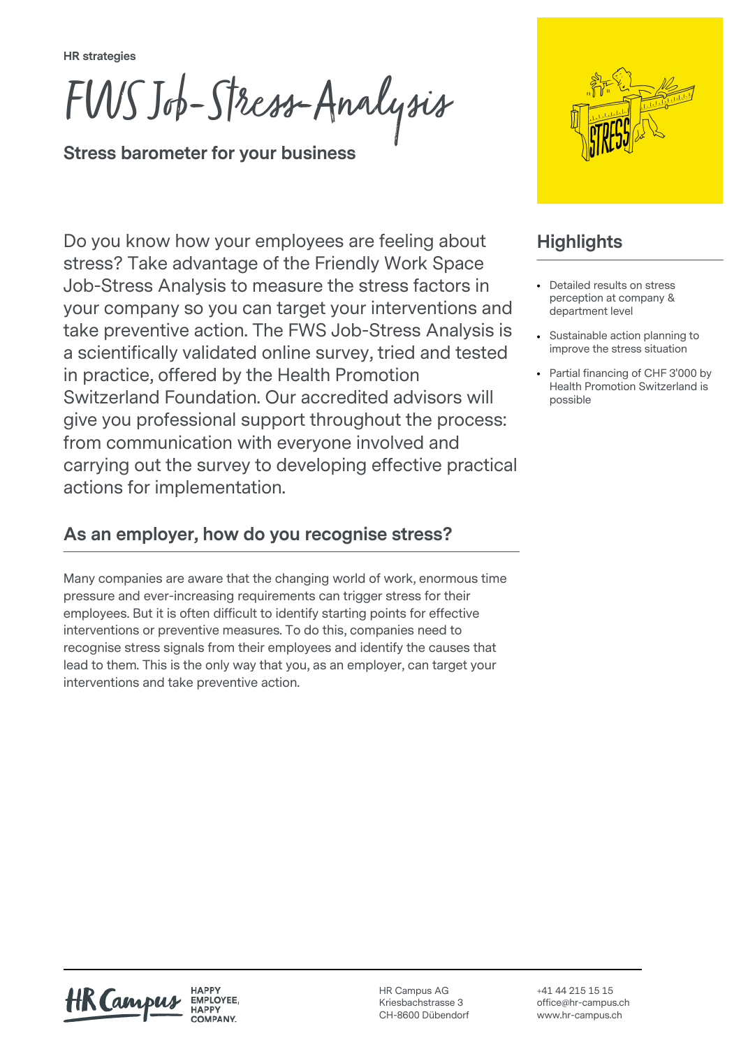HR strategies

# FWS Job-Stress-Analysis

**Stress barometer for your business**

Do you know how your employees are feeling about stress? Take advantage of the Friendly Work Space Job-Stress Analysis to measure the stress factors in your company so you can target your interventions and take preventive action. The FWS Job-Stress Analysis is a scientifically validated online survey, tried and tested in practice, offered by the Health Promotion Switzerland Foundation. Our accredited advisors will give you professional support throughout the process: from communication with everyone involved and carrying out the survey to developing effective practical actions for implementation.

## Highlights

- Detailed results on stress perception at company & department level
- Sustainable action planning to improve the stress situation
- Partial financing of CHF 3'000 by Health Promotion Switzerland is possible

## As an employer, how do you recognise stress?

Many companies are aware that the changing world of work, enormous time pressure and ever-increasing requirements can trigger stress for their employees. But it is often difficult to identify starting points for effective interventions or preventive measures. To do this, companies need to recognise stress signals from their employees and identify the causes that lead to them. This is the only way that you, as an employer, can target your interventions and take preventive action.

HR Campus AG
Kriesbachstrasse 3
CH-8600 Dübendorf

+41 44 215 15 15
office@hr-campus.ch
www.hr-campus.ch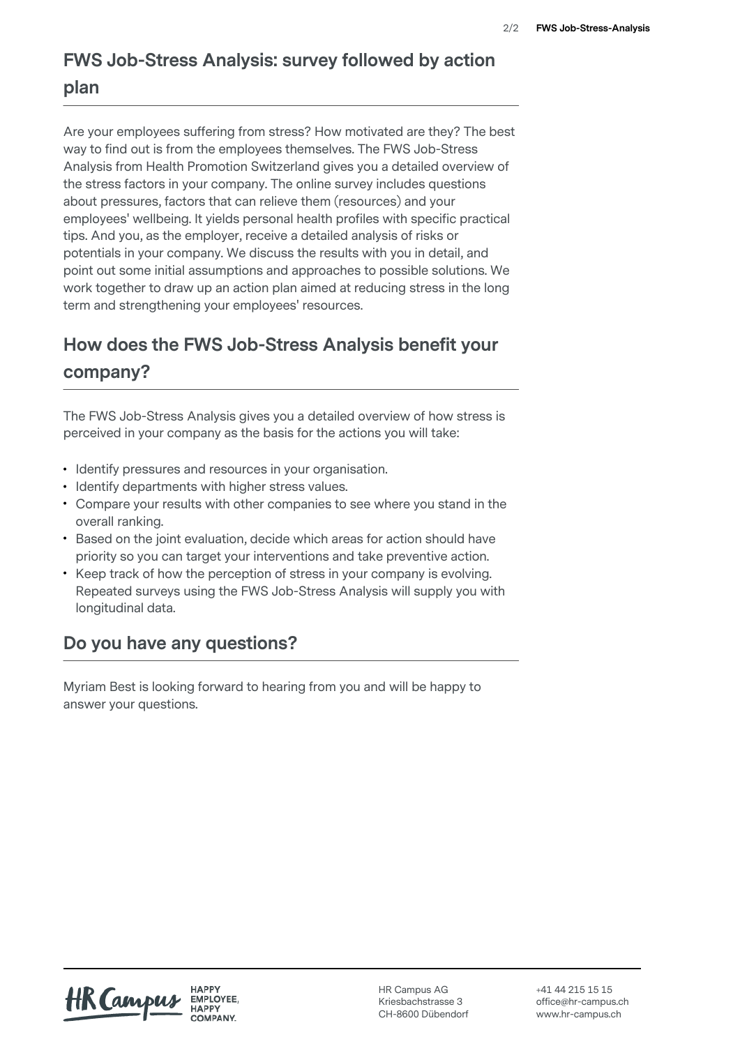## FWS Job-Stress Analysis: survey followed by action plan

Are your employees suffering from stress? How motivated are they? The best way to find out is from the employees themselves. The FWS Job-Stress Analysis from Health Promotion Switzerland gives you a detailed overview of the stress factors in your company. The online survey includes questions about pressures, factors that can relieve them (resources) and your employees' wellbeing. It yields personal health profiles with specific practical tips. And you, as the employer, receive a detailed analysis of risks or potentials in your company. We discuss the results with you in detail, and point out some initial assumptions and approaches to possible solutions. We work together to draw up an action plan aimed at reducing stress in the long term and strengthening your employees' resources.

## How does the FWS Job-Stress Analysis benefit your company?

The FWS Job-Stress Analysis gives you a detailed overview of how stress is perceived in your company as the basis for the actions you will take:

- Identify pressures and resources in your organisation.
- Identify departments with higher stress values.
- Compare your results with other companies to see where you stand in the overall ranking.
- Based on the joint evaluation, decide which areas for action should have priority so you can target your interventions and take preventive action.
- Keep track of how the perception of stress in your company is evolving. Repeated surveys using the FWS Job-Stress Analysis will supply you with longitudinal data.

## Do you have any questions?

Myriam Best is looking forward to hearing from you and will be happy to answer your questions.